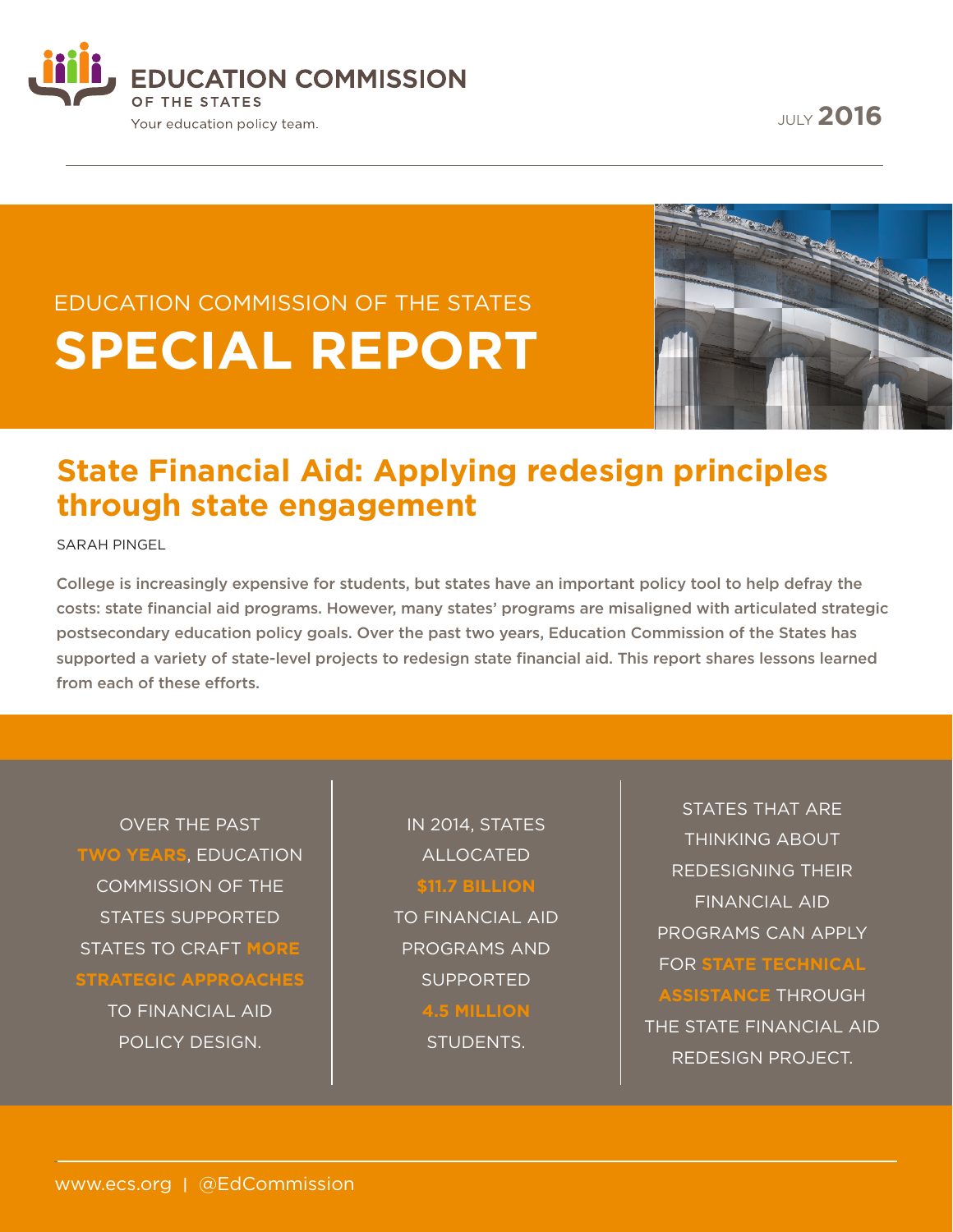EDUCATION COMMISSION OF THE STATES

Your education policy team.

JULY **2016**

EDUCATION COMMISSION OF THE STATES

# SPECIAL REPORT

## State Financial Aid: Applying redesign principles through state engagement

SARAH PINGEL

**College is increasingly expensive for students, but states have an important policy tool to help defray the costs: state financial aid programs. However, many states' programs are misaligned with articulated strategic postsecondary education policy goals. Over the past two years, Education Commission of the States has supported a variety of state-level projects to redesign state financial aid. This report shares lessons learned from each of these efforts.**

OVER THE PAST **TWO YEARS**, EDUCATION COMMISSION OF THE STATES SUPPORTED STATES TO CRAFT **MORE STRATEGIC APPROACHES** TO FINANCIAL AID POLICY DESIGN.

IN 2014, STATES ALLOCATED **$11.7 BILLION** TO FINANCIAL AID PROGRAMS AND SUPPORTED **4.5 MILLION** STUDENTS.

STATES THAT ARE THINKING ABOUT REDESIGNING THEIR FINANCIAL AID PROGRAMS CAN APPLY FOR **STATE TECHNICAL ASSISTANCE** THROUGH THE STATE FINANCIAL AID REDESIGN PROJECT.

www.ecs.org | @EdCommission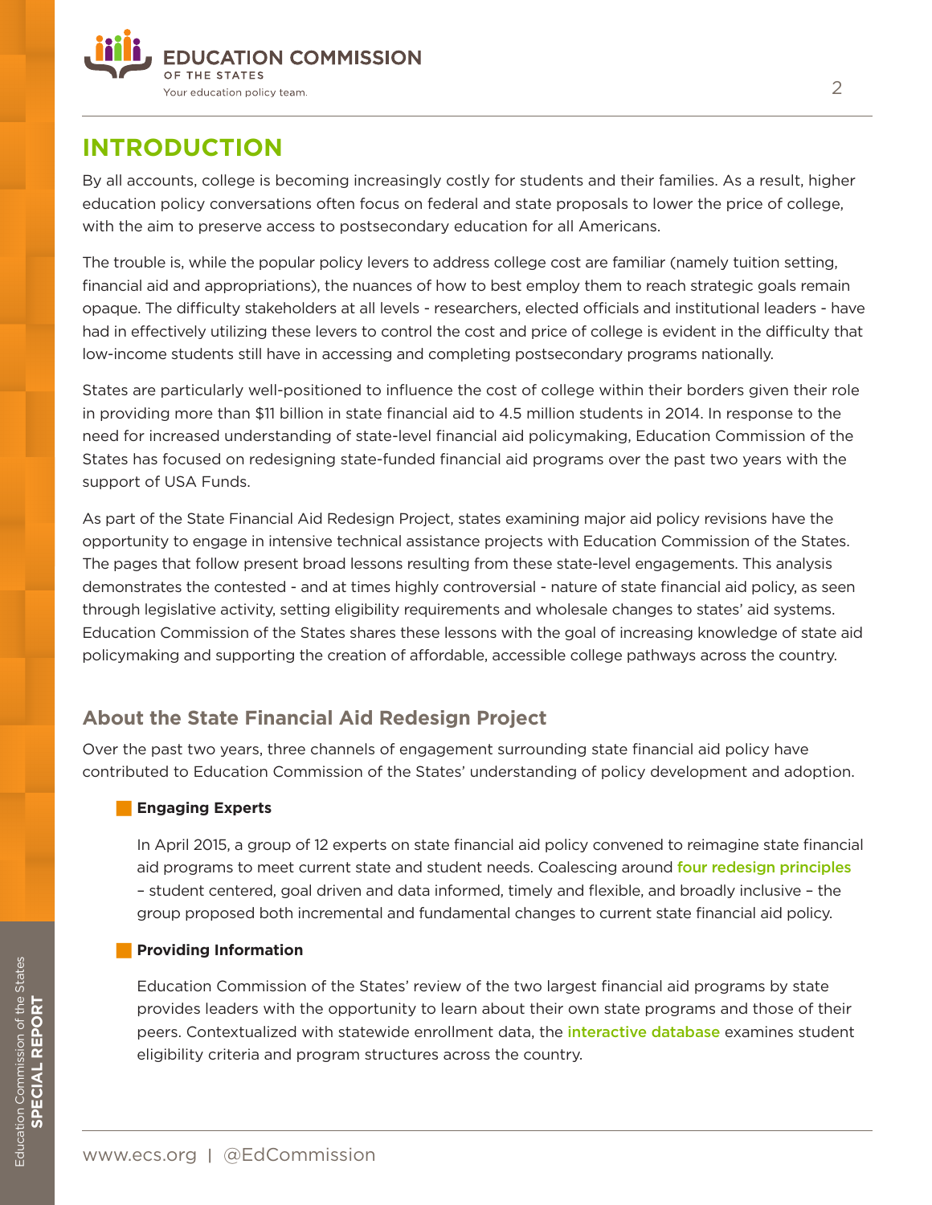## INTRODUCTION

By all accounts, college is becoming increasingly costly for students and their families. As a result, higher education policy conversations often focus on federal and state proposals to lower the price of college, with the aim to preserve access to postsecondary education for all Americans.

The trouble is, while the popular policy levers to address college cost are familiar (namely tuition setting, financial aid and appropriations), the nuances of how to best employ them to reach strategic goals remain opaque. The difficulty stakeholders at all levels - researchers, elected officials and institutional leaders - have had in effectively utilizing these levers to control the cost and price of college is evident in the difficulty that low-income students still have in accessing and completing postsecondary programs nationally.

States are particularly well-positioned to influence the cost of college within their borders given their role in providing more than $11 billion in state financial aid to 4.5 million students in 2014. In response to the need for increased understanding of state-level financial aid policymaking, Education Commission of the States has focused on redesigning state-funded financial aid programs over the past two years with the support of USA Funds.

As part of the State Financial Aid Redesign Project, states examining major aid policy revisions have the opportunity to engage in intensive technical assistance projects with Education Commission of the States. The pages that follow present broad lessons resulting from these state-level engagements. This analysis demonstrates the contested - and at times highly controversial - nature of state financial aid policy, as seen through legislative activity, setting eligibility requirements and wholesale changes to states' aid systems. Education Commission of the States shares these lessons with the goal of increasing knowledge of state aid policymaking and supporting the creation of affordable, accessible college pathways across the country.

### About the State Financial Aid Redesign Project

Over the past two years, three channels of engagement surrounding state financial aid policy have contributed to Education Commission of the States' understanding of policy development and adoption.

- **Engaging Experts**

  In April 2015, a group of 12 experts on state financial aid policy convened to reimagine state financial aid programs to meet current state and student needs. Coalescing around four redesign principles – student centered, goal driven and data informed, timely and flexible, and broadly inclusive – the group proposed both incremental and fundamental changes to current state financial aid policy.

- **Providing Information**

  Education Commission of the States' review of the two largest financial aid programs by state provides leaders with the opportunity to learn about their own state programs and those of their peers. Contextualized with statewide enrollment data, the interactive database examines student eligibility criteria and program structures across the country.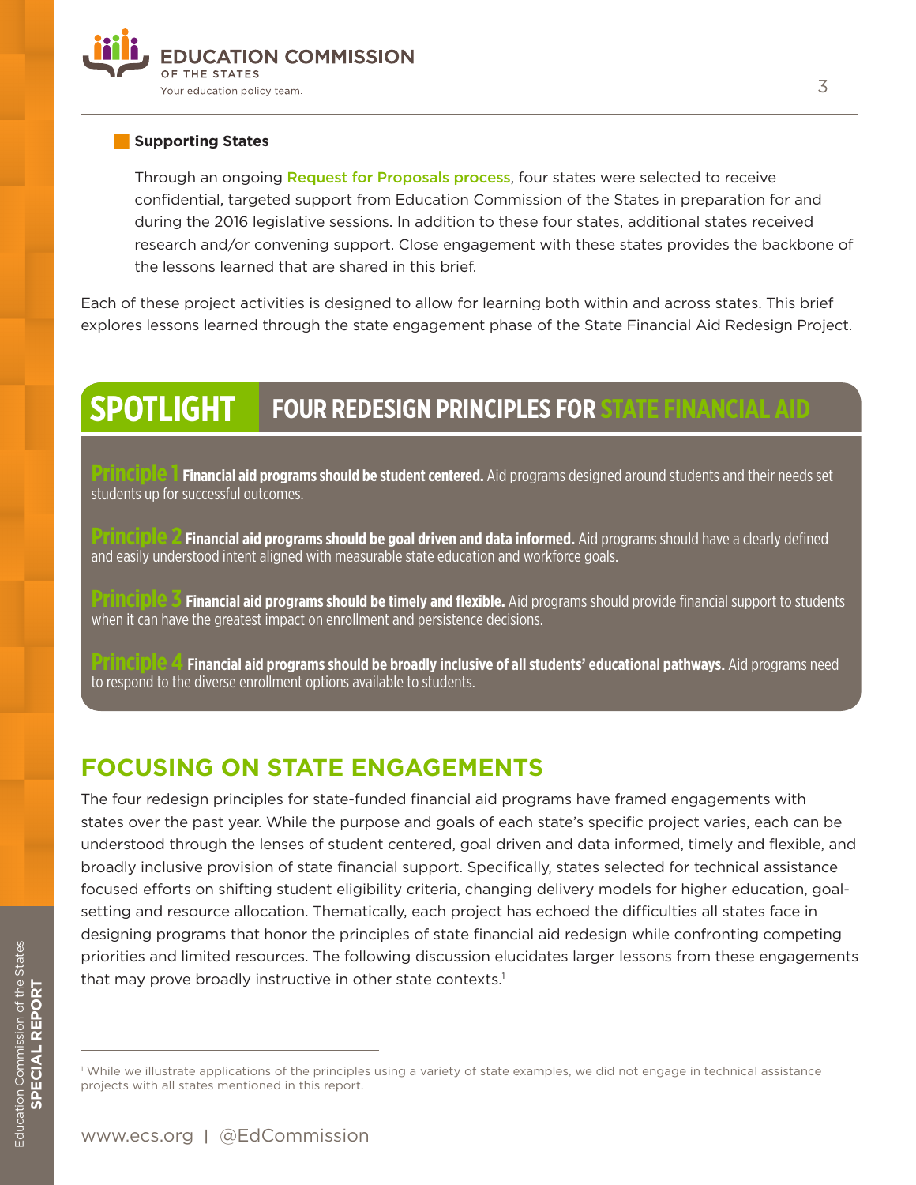### Supporting States

Through an ongoing Request for Proposals process, four states were selected to receive confidential, targeted support from Education Commission of the States in preparation for and during the 2016 legislative sessions. In addition to these four states, additional states received research and/or convening support. Close engagement with these states provides the backbone of the lessons learned that are shared in this brief.

Each of these project activities is designed to allow for learning both within and across states. This brief explores lessons learned through the state engagement phase of the State Financial Aid Redesign Project.

## SPOTLIGHT FOUR REDESIGN PRINCIPLES FOR STATE FINANCIAL AID

**Principle 1** **Financial aid programs should be student centered.** Aid programs designed around students and their needs set students up for successful outcomes.

**Principle 2** **Financial aid programs should be goal driven and data informed.** Aid programs should have a clearly defined and easily understood intent aligned with measurable state education and workforce goals.

**Principle 3** **Financial aid programs should be timely and flexible.** Aid programs should provide financial support to students when it can have the greatest impact on enrollment and persistence decisions.

**Principle 4** **Financial aid programs should be broadly inclusive of all students' educational pathways.** Aid programs need to respond to the diverse enrollment options available to students.

## FOCUSING ON STATE ENGAGEMENTS

The four redesign principles for state-funded financial aid programs have framed engagements with states over the past year. While the purpose and goals of each state's specific project varies, each can be understood through the lenses of student centered, goal driven and data informed, timely and flexible, and broadly inclusive provision of state financial support. Specifically, states selected for technical assistance focused efforts on shifting student eligibility criteria, changing delivery models for higher education, goal-setting and resource allocation. Thematically, each project has echoed the difficulties all states face in designing programs that honor the principles of state financial aid redesign while confronting competing priorities and limited resources. The following discussion elucidates larger lessons from these engagements that may prove broadly instructive in other state contexts.[1]

[1] While we illustrate applications of the principles using a variety of state examples, we did not engage in technical assistance projects with all states mentioned in this report.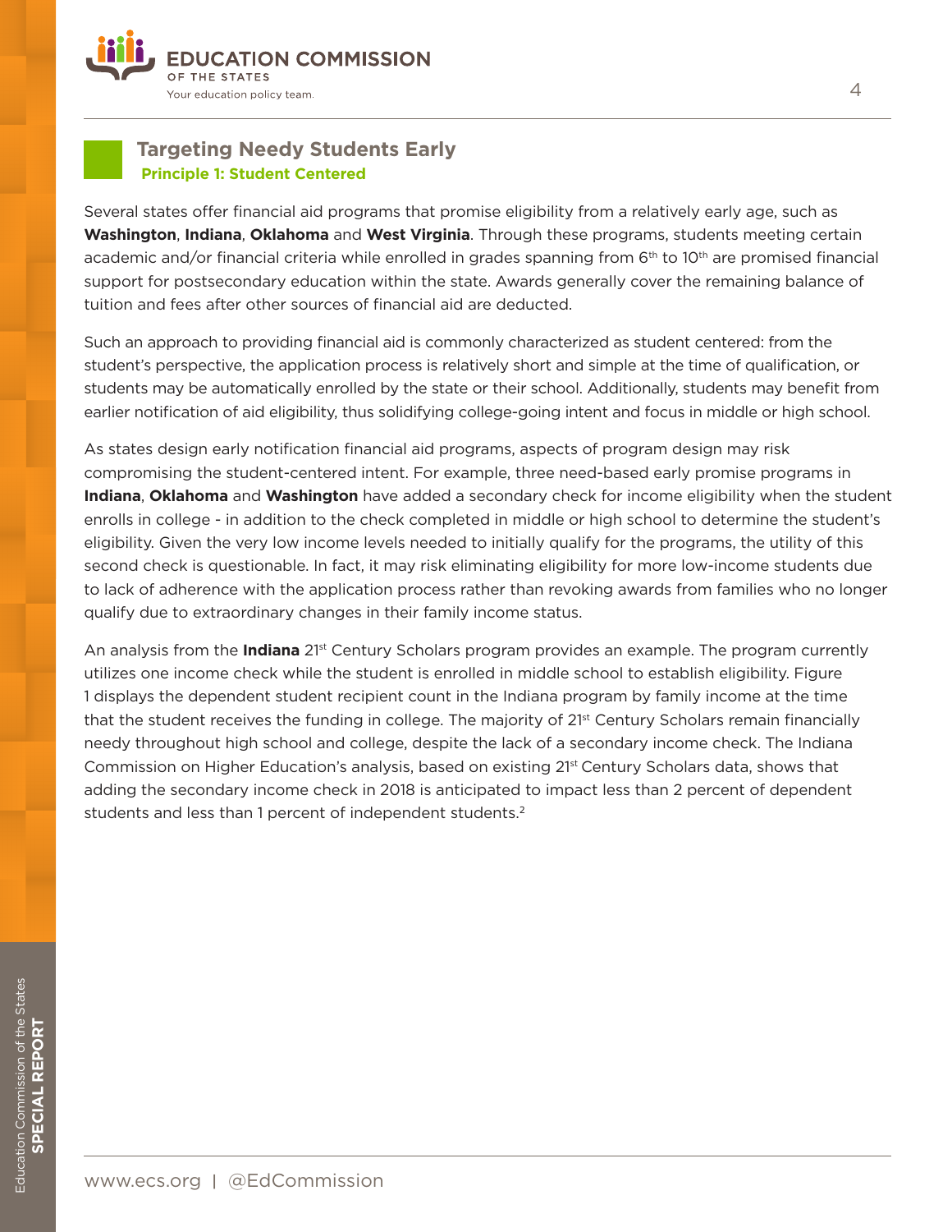## Targeting Needy Students Early

**Principle 1: Student Centered**

Several states offer financial aid programs that promise eligibility from a relatively early age, such as **Washington**, **Indiana**, **Oklahoma** and **West Virginia**. Through these programs, students meeting certain academic and/or financial criteria while enrolled in grades spanning from 6th to 10th are promised financial support for postsecondary education within the state. Awards generally cover the remaining balance of tuition and fees after other sources of financial aid are deducted.

Such an approach to providing financial aid is commonly characterized as student centered: from the student's perspective, the application process is relatively short and simple at the time of qualification, or students may be automatically enrolled by the state or their school. Additionally, students may benefit from earlier notification of aid eligibility, thus solidifying college-going intent and focus in middle or high school.

As states design early notification financial aid programs, aspects of program design may risk compromising the student-centered intent. For example, three need-based early promise programs in **Indiana**, **Oklahoma** and **Washington** have added a secondary check for income eligibility when the student enrolls in college - in addition to the check completed in middle or high school to determine the student's eligibility. Given the very low income levels needed to initially qualify for the programs, the utility of this second check is questionable. In fact, it may risk eliminating eligibility for more low-income students due to lack of adherence with the application process rather than revoking awards from families who no longer qualify due to extraordinary changes in their family income status.

An analysis from the **Indiana** 21st Century Scholars program provides an example. The program currently utilizes one income check while the student is enrolled in middle school to establish eligibility. Figure 1 displays the dependent student recipient count in the Indiana program by family income at the time that the student receives the funding in college. The majority of 21st Century Scholars remain financially needy throughout high school and college, despite the lack of a secondary income check. The Indiana Commission on Higher Education's analysis, based on existing 21st Century Scholars data, shows that adding the secondary income check in 2018 is anticipated to impact less than 2 percent of dependent students and less than 1 percent of independent students.[2]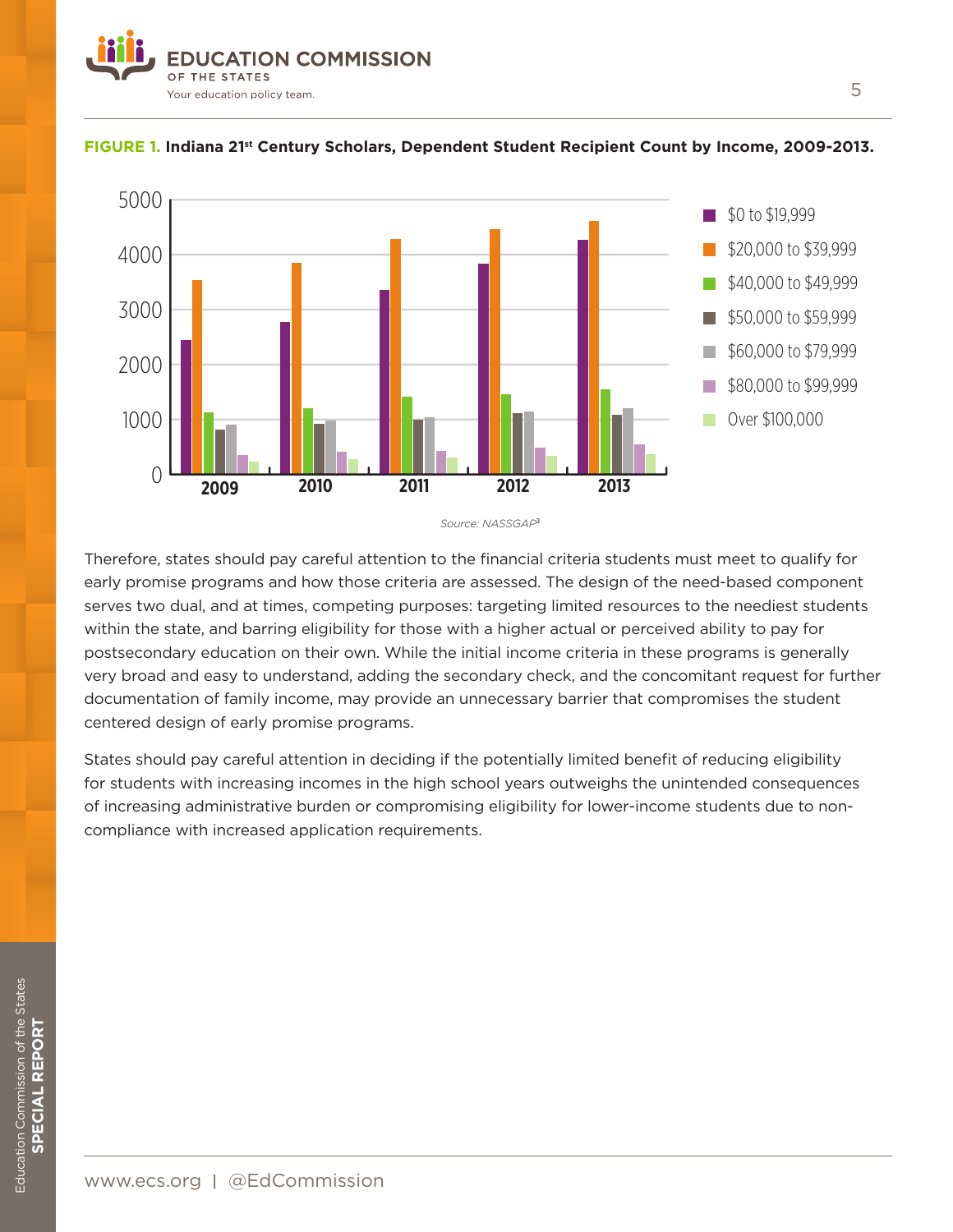**FIGURE 1.** **Indiana 21st Century Scholars, Dependent Student Recipient Count by Income, 2009-2013.**

Source: NASSGAP[3]

Therefore, states should pay careful attention to the financial criteria students must meet to qualify for early promise programs and how those criteria are assessed. The design of the need-based component serves two dual, and at times, competing purposes: targeting limited resources to the neediest students within the state, and barring eligibility for those with a higher actual or perceived ability to pay for postsecondary education on their own. While the initial income criteria in these programs is generally very broad and easy to understand, adding the secondary check, and the concomitant request for further documentation of family income, may provide an unnecessary barrier that compromises the student centered design of early promise programs.

States should pay careful attention in deciding if the potentially limited benefit of reducing eligibility for students with increasing incomes in the high school years outweighs the unintended consequences of increasing administrative burden or compromising eligibility for lower-income students due to non-compliance with increased application requirements.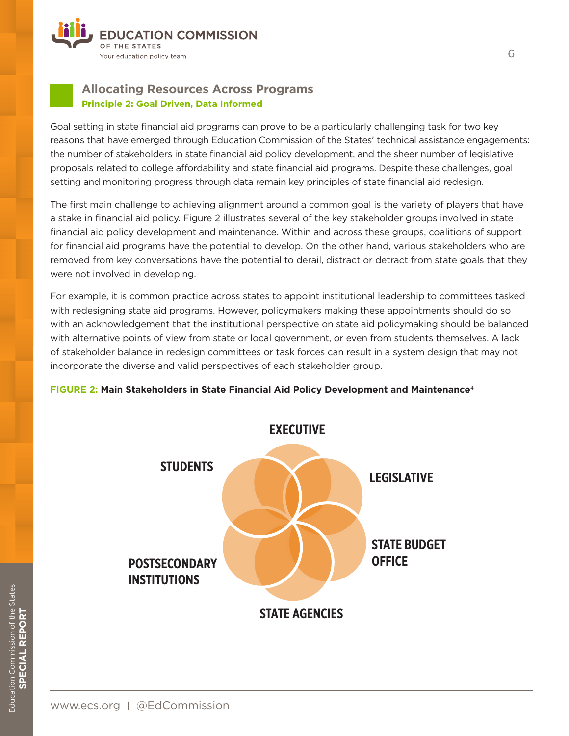## Allocating Resources Across Programs

### Principle 2: Goal Driven, Data Informed

Goal setting in state financial aid programs can prove to be a particularly challenging task for two key reasons that have emerged through Education Commission of the States' technical assistance engagements: the number of stakeholders in state financial aid policy development, and the sheer number of legislative proposals related to college affordability and state financial aid programs. Despite these challenges, goal setting and monitoring progress through data remain key principles of state financial aid redesign.

The first main challenge to achieving alignment around a common goal is the variety of players that have a stake in financial aid policy. Figure 2 illustrates several of the key stakeholder groups involved in state financial aid policy development and maintenance. Within and across these groups, coalitions of support for financial aid programs have the potential to develop. On the other hand, various stakeholders who are removed from key conversations have the potential to derail, distract or detract from state goals that they were not involved in developing.

For example, it is common practice across states to appoint institutional leadership to committees tasked with redesigning state aid programs. However, policymakers making these appointments should do so with an acknowledgement that the institutional perspective on state aid policymaking should be balanced with alternative points of view from state or local government, or even from students themselves. A lack of stakeholder balance in redesign committees or task forces can result in a system design that may not incorporate the diverse and valid perspectives of each stakeholder group.

**FIGURE 2: Main Stakeholders in State Financial Aid Policy Development and Maintenance**[4]

EXECUTIVE

LEGISLATIVE

STATE BUDGET OFFICE

STATE AGENCIES

POSTSECONDARY INSTITUTIONS

STUDENTS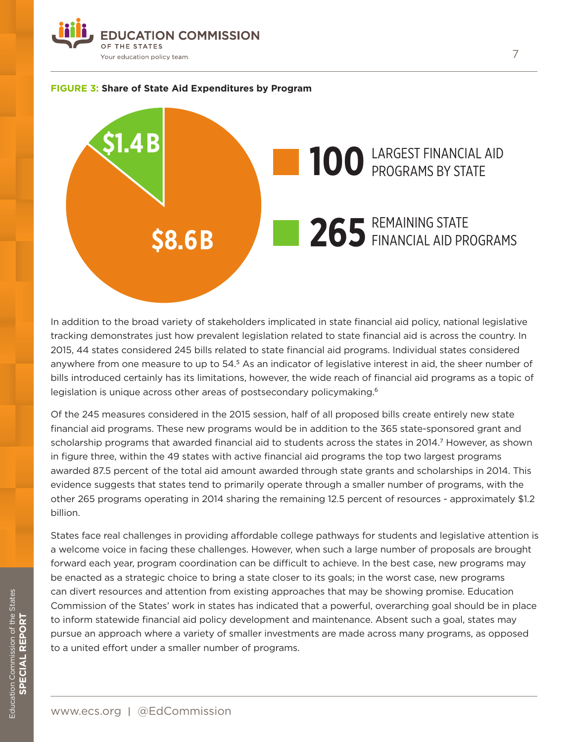**FIGURE 3:** **Share of State Aid Expenditures by Program**

$8.6B — **100** LARGEST FINANCIAL AID PROGRAMS BY STATE

$1.4B — **265** REMAINING STATE FINANCIAL AID PROGRAMS

In addition to the broad variety of stakeholders implicated in state financial aid policy, national legislative tracking demonstrates just how prevalent legislation related to state financial aid is across the country. In 2015, 44 states considered 245 bills related to state financial aid programs. Individual states considered anywhere from one measure to up to 54.[5] As an indicator of legislative interest in aid, the sheer number of bills introduced certainly has its limitations, however, the wide reach of financial aid programs as a topic of legislation is unique across other areas of postsecondary policymaking.[6]

Of the 245 measures considered in the 2015 session, half of all proposed bills create entirely new state financial aid programs. These new programs would be in addition to the 365 state-sponsored grant and scholarship programs that awarded financial aid to students across the states in 2014.[7] However, as shown in figure three, within the 49 states with active financial aid programs the top two largest programs awarded 87.5 percent of the total aid amount awarded through state grants and scholarships in 2014. This evidence suggests that states tend to primarily operate through a smaller number of programs, with the other 265 programs operating in 2014 sharing the remaining 12.5 percent of resources - approximately $1.2 billion.

States face real challenges in providing affordable college pathways for students and legislative attention is a welcome voice in facing these challenges. However, when such a large number of proposals are brought forward each year, program coordination can be difficult to achieve. In the best case, new programs may be enacted as a strategic choice to bring a state closer to its goals; in the worst case, new programs can divert resources and attention from existing approaches that may be showing promise. Education Commission of the States' work in states has indicated that a powerful, overarching goal should be in place to inform statewide financial aid policy development and maintenance. Absent such a goal, states may pursue an approach where a variety of smaller investments are made across many programs, as opposed to a united effort under a smaller number of programs.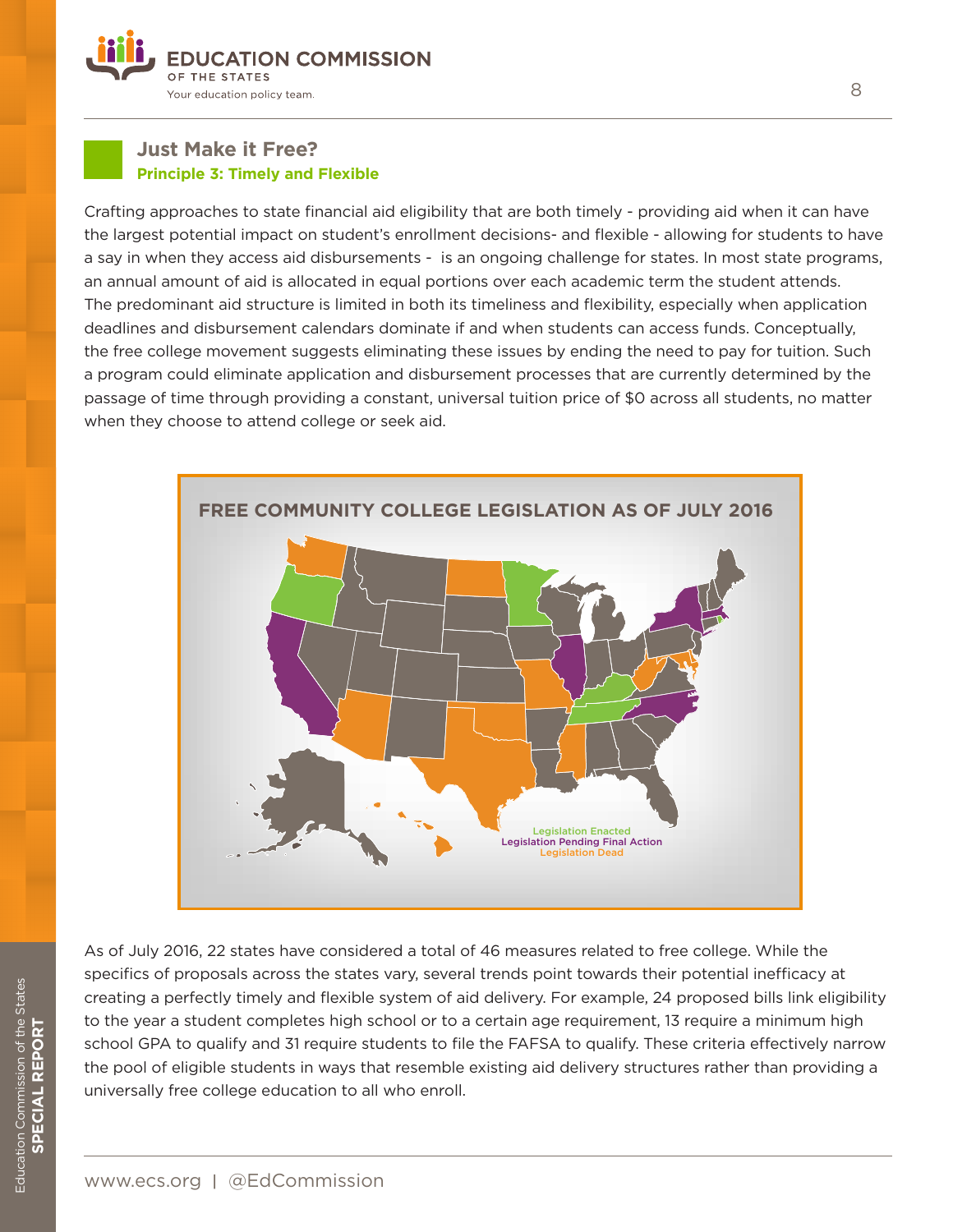## Just Make it Free?

### Principle 3: Timely and Flexible

Crafting approaches to state financial aid eligibility that are both timely - providing aid when it can have the largest potential impact on student's enrollment decisions- and flexible - allowing for students to have a say in when they access aid disbursements - is an ongoing challenge for states. In most state programs, an annual amount of aid is allocated in equal portions over each academic term the student attends. The predominant aid structure is limited in both its timeliness and flexibility, especially when application deadlines and disbursement calendars dominate if and when students can access funds. Conceptually, the free college movement suggests eliminating these issues by ending the need to pay for tuition. Such a program could eliminate application and disbursement processes that are currently determined by the passage of time through providing a constant, universal tuition price of $0 across all students, no matter when they choose to attend college or seek aid.

**FREE COMMUNITY COLLEGE LEGISLATION AS OF JULY 2016**

Legislation Enacted
Legislation Pending Final Action
Legislation Dead

As of July 2016, 22 states have considered a total of 46 measures related to free college. While the specifics of proposals across the states vary, several trends point towards their potential inefficacy at creating a perfectly timely and flexible system of aid delivery. For example, 24 proposed bills link eligibility to the year a student completes high school or to a certain age requirement, 13 require a minimum high school GPA to qualify and 31 require students to file the FAFSA to qualify. These criteria effectively narrow the pool of eligible students in ways that resemble existing aid delivery structures rather than providing a universally free college education to all who enroll.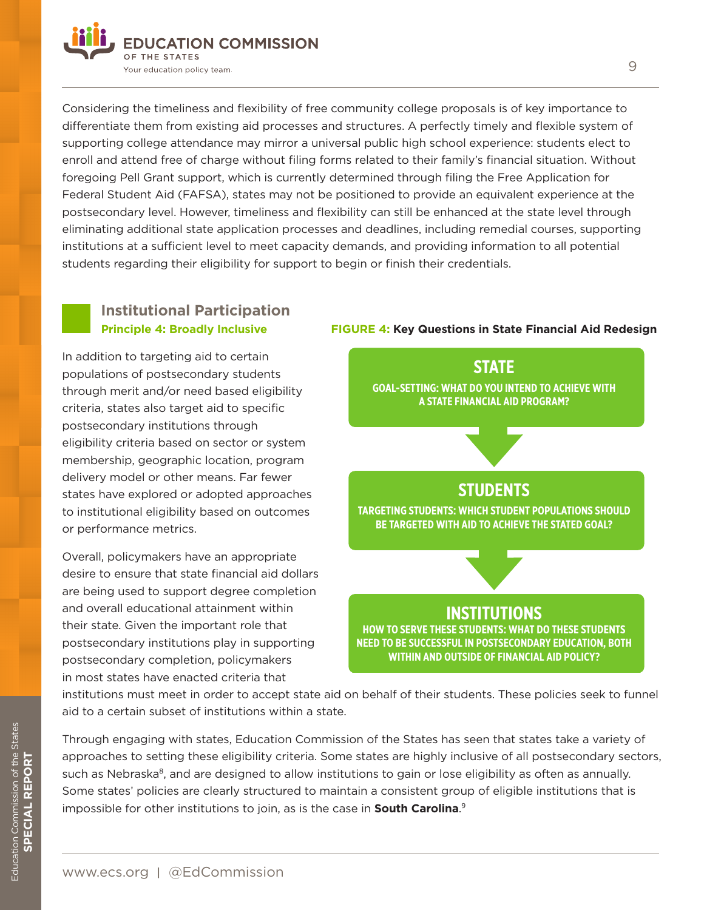Considering the timeliness and flexibility of free community college proposals is of key importance to differentiate them from existing aid processes and structures. A perfectly timely and flexible system of supporting college attendance may mirror a universal public high school experience: students elect to enroll and attend free of charge without filing forms related to their family's financial situation. Without foregoing Pell Grant support, which is currently determined through filing the Free Application for Federal Student Aid (FAFSA), states may not be positioned to provide an equivalent experience at the postsecondary level. However, timeliness and flexibility can still be enhanced at the state level through eliminating additional state application processes and deadlines, including remedial courses, supporting institutions at a sufficient level to meet capacity demands, and providing information to all potential students regarding their eligibility for support to begin or finish their credentials.

## Institutional Participation

### Principle 4: Broadly Inclusive

In addition to targeting aid to certain populations of postsecondary students through merit and/or need based eligibility criteria, states also target aid to specific postsecondary institutions through eligibility criteria based on sector or system membership, geographic location, program delivery model or other means. Far fewer states have explored or adopted approaches to institutional eligibility based on outcomes or performance metrics.

Overall, policymakers have an appropriate desire to ensure that state financial aid dollars are being used to support degree completion and overall educational attainment within their state. Given the important role that postsecondary institutions play in supporting postsecondary completion, policymakers in most states have enacted criteria that institutions must meet in order to accept state aid on behalf of their students. These policies seek to funnel aid to a certain subset of institutions within a state.

**FIGURE 4: Key Questions in State Financial Aid Redesign**

**STATE**
GOAL-SETTING: WHAT DO YOU INTEND TO ACHIEVE WITH A STATE FINANCIAL AID PROGRAM?

**STUDENTS**
TARGETING STUDENTS: WHICH STUDENT POPULATIONS SHOULD BE TARGETED WITH AID TO ACHIEVE THE STATED GOAL?

**INSTITUTIONS**
HOW TO SERVE THESE STUDENTS: WHAT DO THESE STUDENTS NEED TO BE SUCCESSFUL IN POSTSECONDARY EDUCATION, BOTH WITHIN AND OUTSIDE OF FINANCIAL AID POLICY?

Through engaging with states, Education Commission of the States has seen that states take a variety of approaches to setting these eligibility criteria. Some states are highly inclusive of all postsecondary sectors, such as Nebraska[8], and are designed to allow institutions to gain or lose eligibility as often as annually. Some states' policies are clearly structured to maintain a consistent group of eligible institutions that is impossible for other institutions to join, as is the case in **South Carolina**.[9]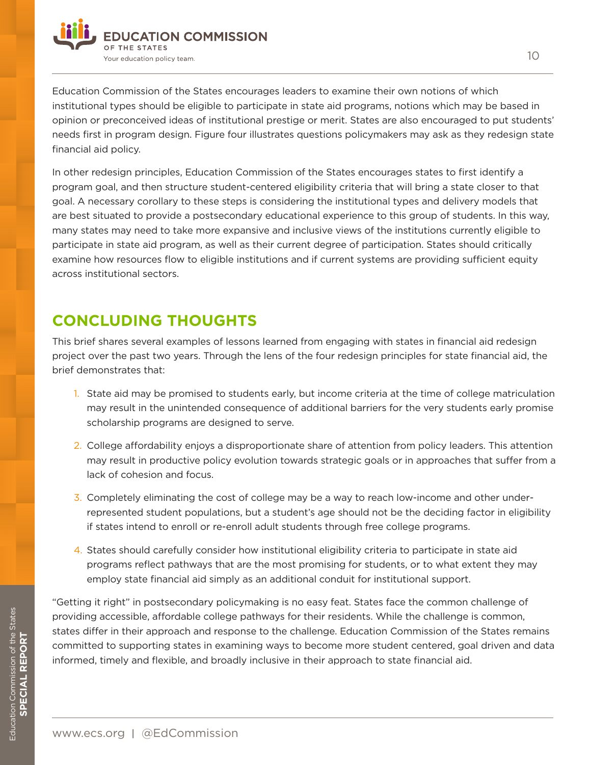Education Commission of the States encourages leaders to examine their own notions of which institutional types should be eligible to participate in state aid programs, notions which may be based in opinion or preconceived ideas of institutional prestige or merit. States are also encouraged to put students' needs first in program design. Figure four illustrates questions policymakers may ask as they redesign state financial aid policy.

In other redesign principles, Education Commission of the States encourages states to first identify a program goal, and then structure student-centered eligibility criteria that will bring a state closer to that goal. A necessary corollary to these steps is considering the institutional types and delivery models that are best situated to provide a postsecondary educational experience to this group of students. In this way, many states may need to take more expansive and inclusive views of the institutions currently eligible to participate in state aid program, as well as their current degree of participation. States should critically examine how resources flow to eligible institutions and if current systems are providing sufficient equity across institutional sectors.

## CONCLUDING THOUGHTS

This brief shares several examples of lessons learned from engaging with states in financial aid redesign project over the past two years. Through the lens of the four redesign principles for state financial aid, the brief demonstrates that:

1. State aid may be promised to students early, but income criteria at the time of college matriculation may result in the unintended consequence of additional barriers for the very students early promise scholarship programs are designed to serve.
2. College affordability enjoys a disproportionate share of attention from policy leaders. This attention may result in productive policy evolution towards strategic goals or in approaches that suffer from a lack of cohesion and focus.
3. Completely eliminating the cost of college may be a way to reach low-income and other under-represented student populations, but a student's age should not be the deciding factor in eligibility if states intend to enroll or re-enroll adult students through free college programs.
4. States should carefully consider how institutional eligibility criteria to participate in state aid programs reflect pathways that are the most promising for students, or to what extent they may employ state financial aid simply as an additional conduit for institutional support.

"Getting it right" in postsecondary policymaking is no easy feat. States face the common challenge of providing accessible, affordable college pathways for their residents. While the challenge is common, states differ in their approach and response to the challenge. Education Commission of the States remains committed to supporting states in examining ways to become more student centered, goal driven and data informed, timely and flexible, and broadly inclusive in their approach to state financial aid.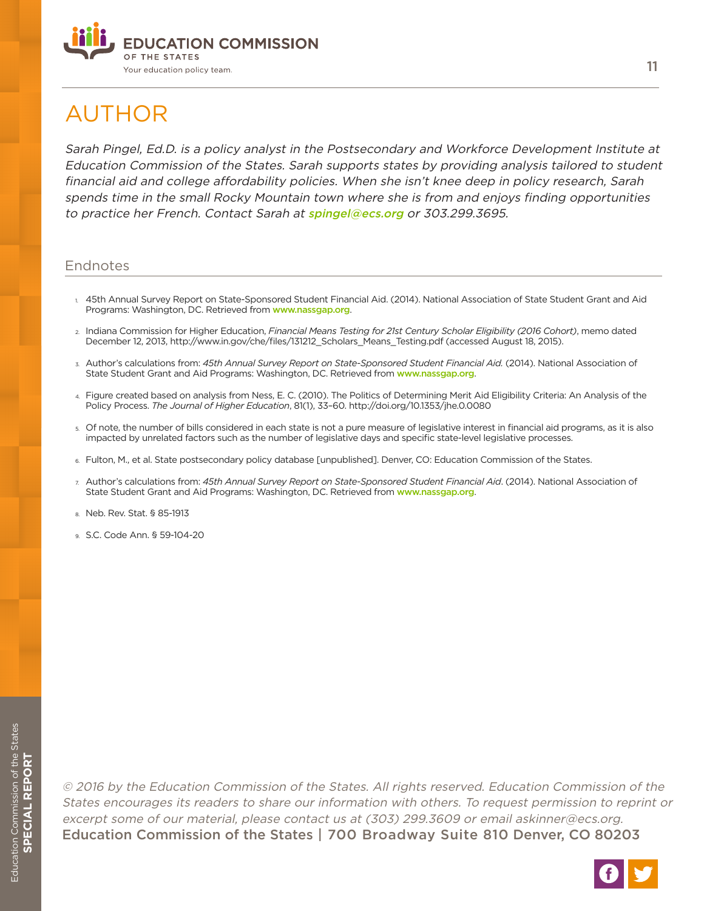# AUTHOR

*Sarah Pingel, Ed.D. is a policy analyst in the Postsecondary and Workforce Development Institute at Education Commission of the States. Sarah supports states by providing analysis tailored to student financial aid and college affordability policies. When she isn't knee deep in policy research, Sarah spends time in the small Rocky Mountain town where she is from and enjoys finding opportunities to practice her French. Contact Sarah at **spingel@ecs.org** or 303.299.3695.*

## Endnotes

1. 45th Annual Survey Report on State-Sponsored Student Financial Aid. (2014). National Association of State Student Grant and Aid Programs: Washington, DC. Retrieved from www.nassgap.org.
2. Indiana Commission for Higher Education, *Financial Means Testing for 21st Century Scholar Eligibility (2016 Cohort)*, memo dated December 12, 2013, http://www.in.gov/che/files/131212_Scholars_Means_Testing.pdf (accessed August 18, 2015).
3. Author's calculations from: *45th Annual Survey Report on State-Sponsored Student Financial Aid.* (2014). National Association of State Student Grant and Aid Programs: Washington, DC. Retrieved from www.nassgap.org.
4. Figure created based on analysis from Ness, E. C. (2010). The Politics of Determining Merit Aid Eligibility Criteria: An Analysis of the Policy Process. *The Journal of Higher Education*, 81(1), 33–60. http://doi.org/10.1353/jhe.0.0080
5. Of note, the number of bills considered in each state is not a pure measure of legislative interest in financial aid programs, as it is also impacted by unrelated factors such as the number of legislative days and specific state-level legislative processes.
6. Fulton, M., et al. State postsecondary policy database [unpublished]. Denver, CO: Education Commission of the States.
7. Author's calculations from: *45th Annual Survey Report on State-Sponsored Student Financial Aid*. (2014). National Association of State Student Grant and Aid Programs: Washington, DC. Retrieved from www.nassgap.org.
8. Neb. Rev. Stat. § 85-1913
9. S.C. Code Ann. § 59-104-20

*© 2016 by the Education Commission of the States. All rights reserved. Education Commission of the States encourages its readers to share our information with others. To request permission to reprint or excerpt some of our material, please contact us at (303) 299.3609 or email askinner@ecs.org.*

Education Commission of the States | 700 Broadway Suite 810 Denver, CO 80203